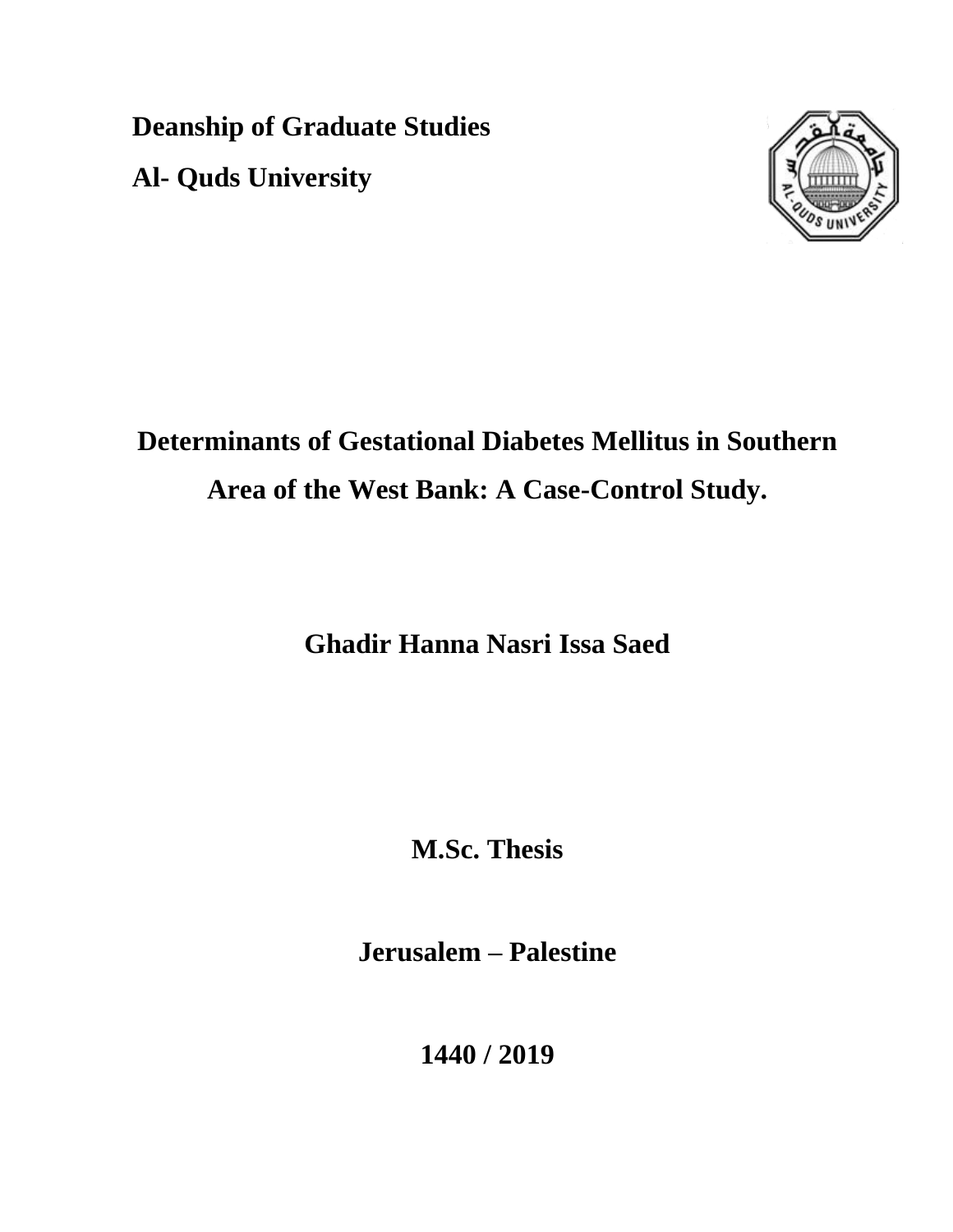**Deanship of Graduate Studies**

**Al- Quds University**

# Determinants of Gestational Diabetes Mellitus in Southern Area of the West Bank: A Case-Control Study.

**Ghadir Hanna Nasri Issa Saed**

**M.Sc. Thesis**

**Jerusalem – Palestine**

**1440 / 2019**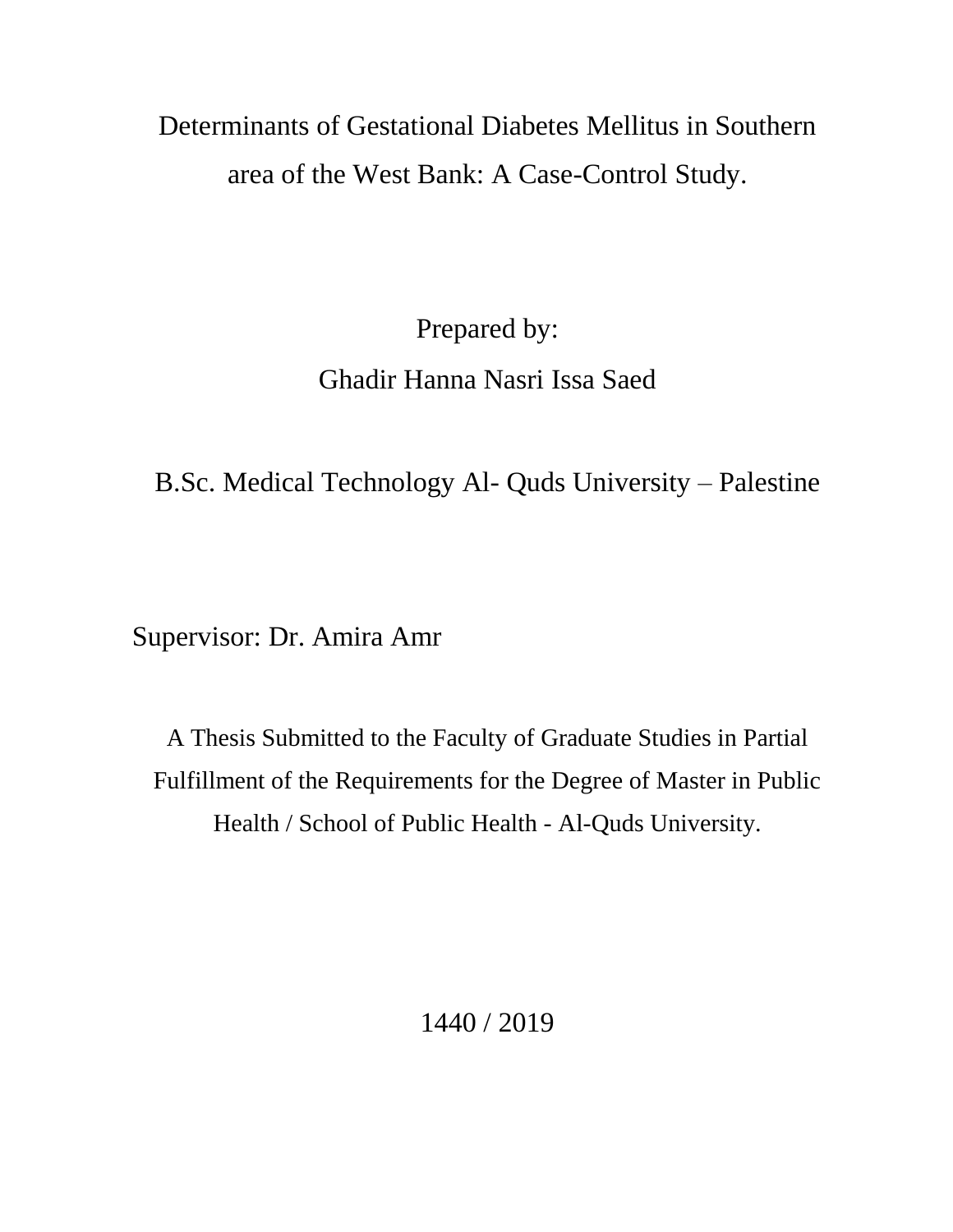# Determinants of Gestational Diabetes Mellitus in Southern area of the West Bank: A Case-Control Study.

Prepared by:

Ghadir Hanna Nasri Issa Saed

B.Sc. Medical Technology Al- Quds University – Palestine

Supervisor: Dr. Amira Amr

A Thesis Submitted to the Faculty of Graduate Studies in Partial Fulfillment of the Requirements for the Degree of Master in Public Health / School of Public Health - Al-Quds University.

1440 / 2019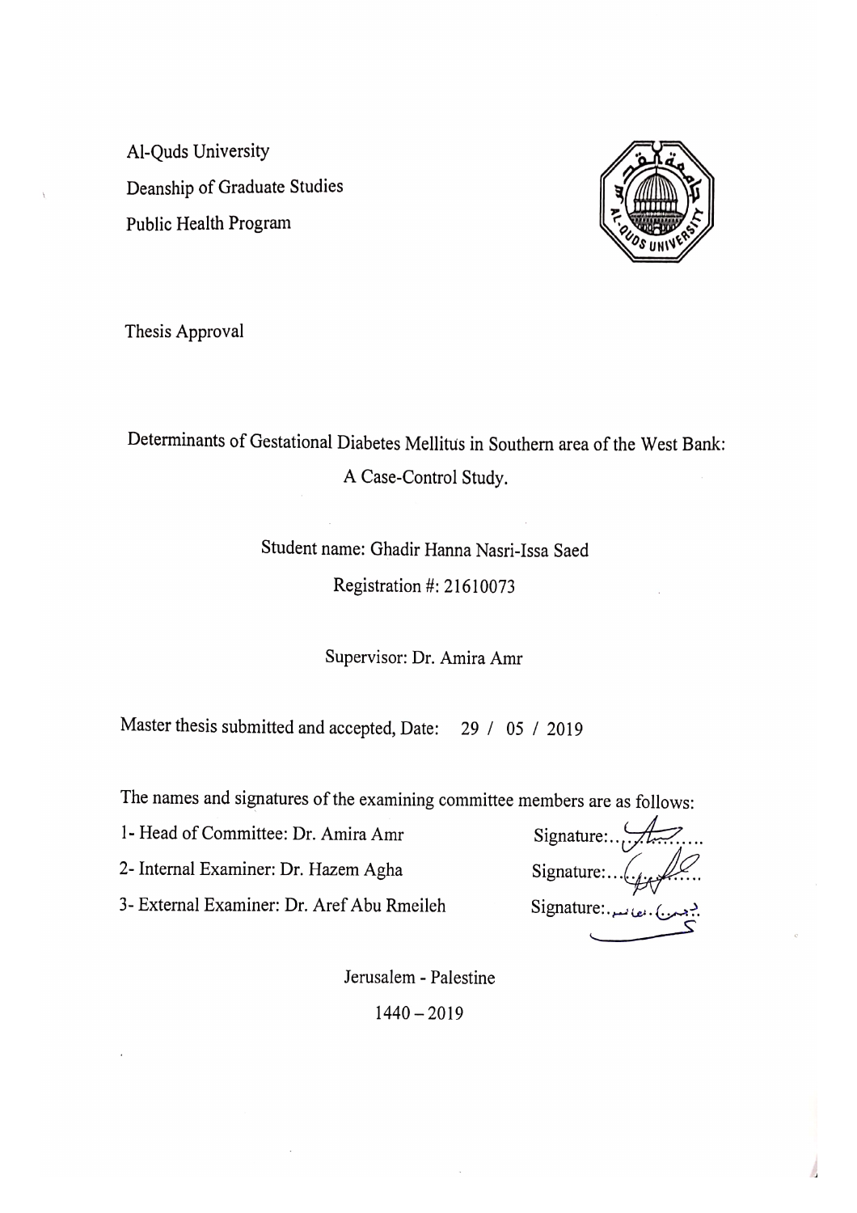Al-Quds University

Deanship of Graduate Studies

Public Health Program

Thesis Approval

Determinants of Gestational Diabetes Mellitus in Southern area of the West Bank: A Case-Control Study.

Student name: Ghadir Hanna Nasri-Issa Saed

Registration #: 21610073

Supervisor: Dr. Amira Amr

Master thesis submitted and accepted, Date: 29 / 05 / 2019

The names and signatures of the examining committee members are as follows:

1- Head of Committee: Dr. Amira Amr Signature:..............

2- Internal Examiner: Dr. Hazem Agha Signature:..............

3- External Examiner: Dr. Aref Abu Rmeileh Signature:..............

Jerusalem - Palestine

1440 – 2019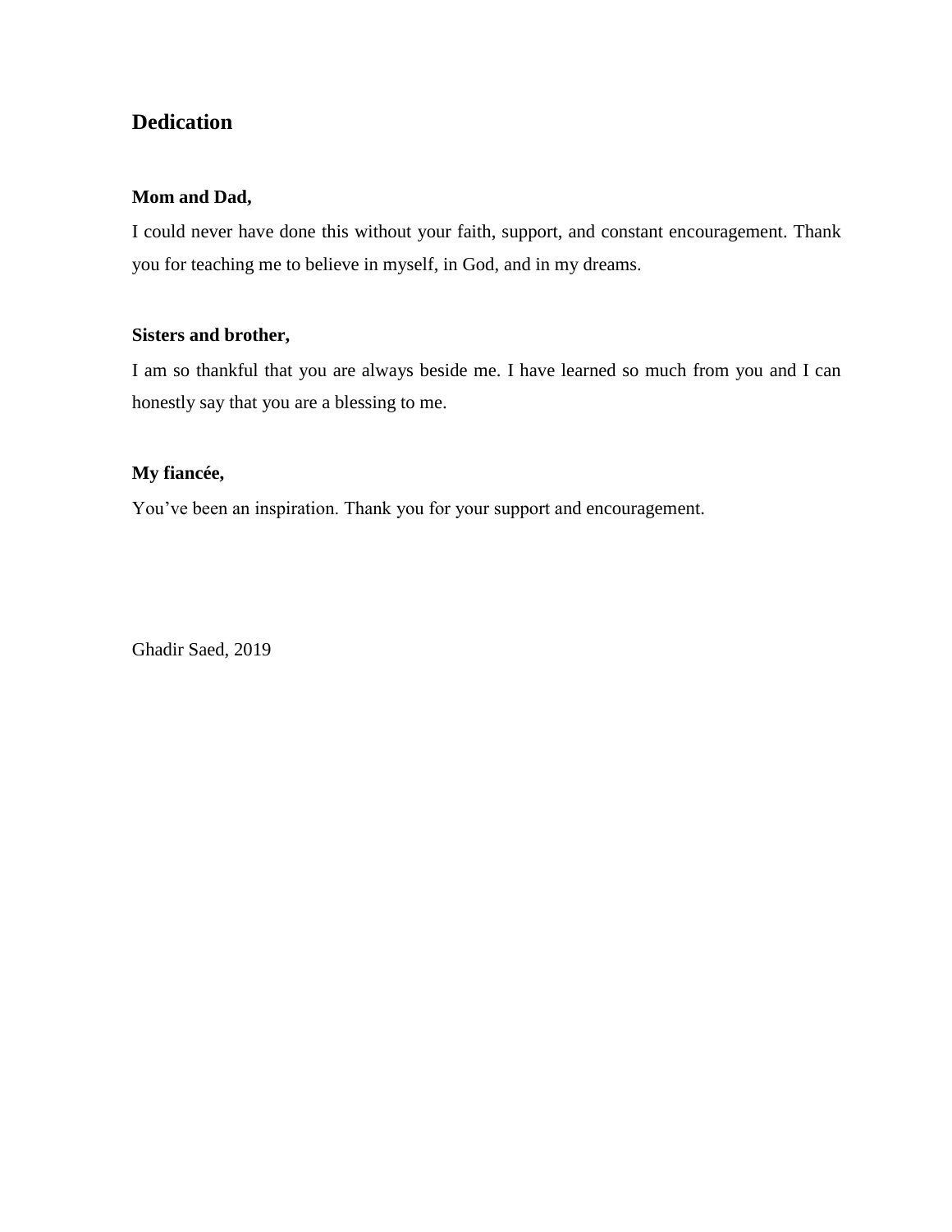## Dedication

**Mom and Dad,**

I could never have done this without your faith, support, and constant encouragement. Thank you for teaching me to believe in myself, in God, and in my dreams.

**Sisters and brother,**

I am so thankful that you are always beside me. I have learned so much from you and I can honestly say that you are a blessing to me.

**My fiancée,**

You've been an inspiration. Thank you for your support and encouragement.

Ghadir Saed, 2019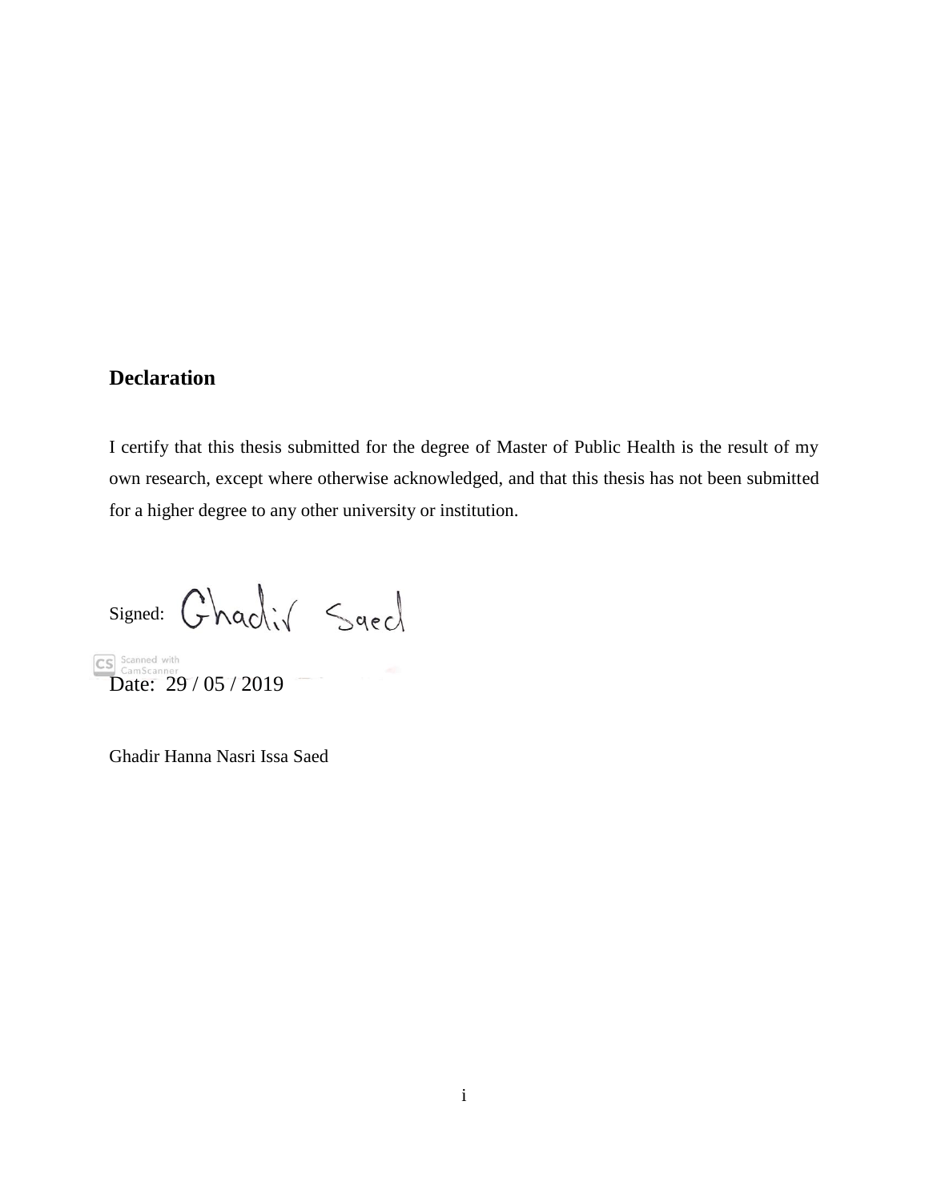## Declaration

I certify that this thesis submitted for the degree of Master of Public Health is the result of my own research, except where otherwise acknowledged, and that this thesis has not been submitted for a higher degree to any other university or institution.

Signed: Ghadir Saed

Date: 29 / 05 / 2019

Ghadir Hanna Nasri Issa Saed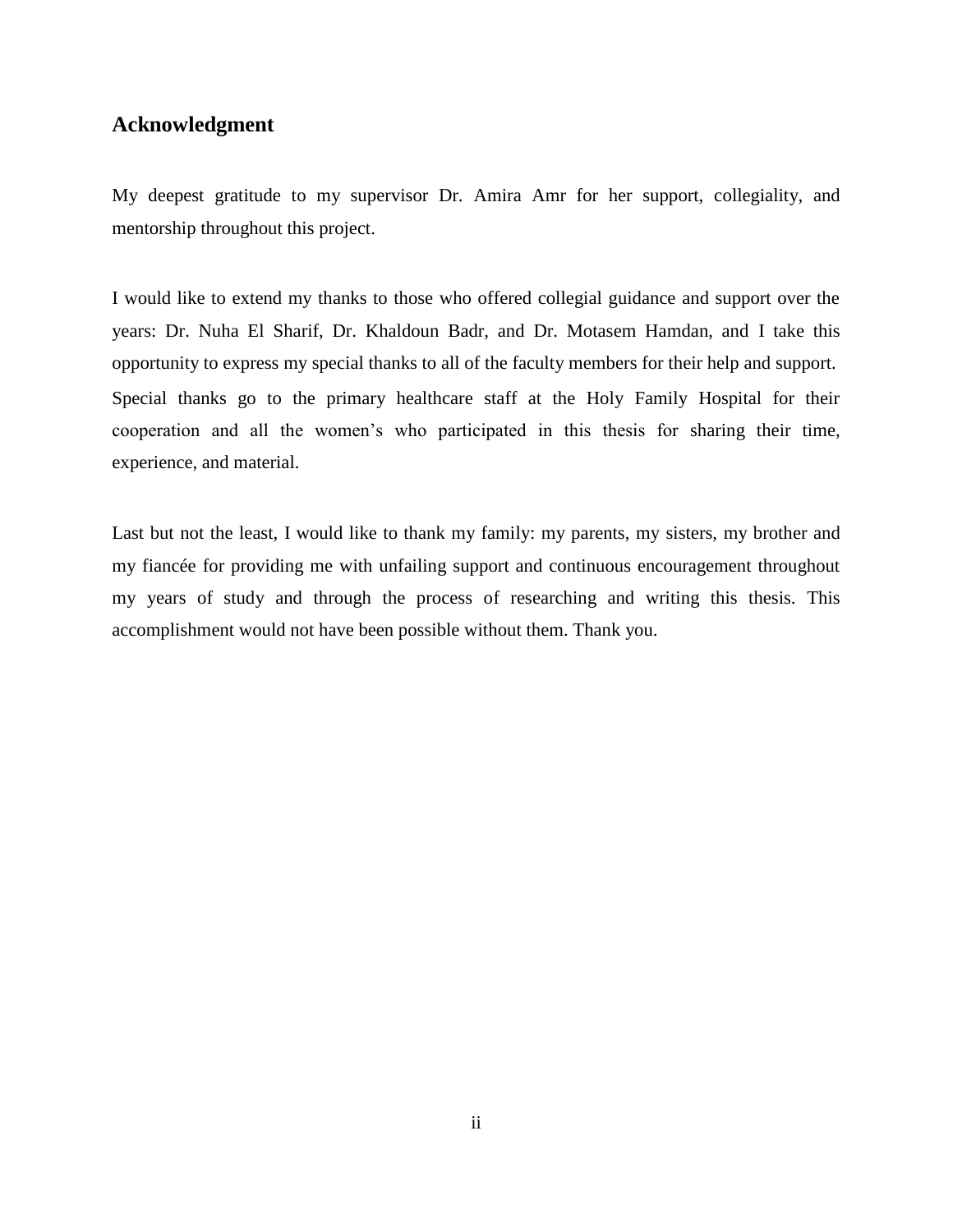## Acknowledgment

My deepest gratitude to my supervisor Dr. Amira Amr for her support, collegiality, and mentorship throughout this project.

I would like to extend my thanks to those who offered collegial guidance and support over the years: Dr. Nuha El Sharif, Dr. Khaldoun Badr, and Dr. Motasem Hamdan, and I take this opportunity to express my special thanks to all of the faculty members for their help and support. Special thanks go to the primary healthcare staff at the Holy Family Hospital for their cooperation and all the women's who participated in this thesis for sharing their time, experience, and material.

Last but not the least, I would like to thank my family: my parents, my sisters, my brother and my fiancée for providing me with unfailing support and continuous encouragement throughout my years of study and through the process of researching and writing this thesis. This accomplishment would not have been possible without them. Thank you.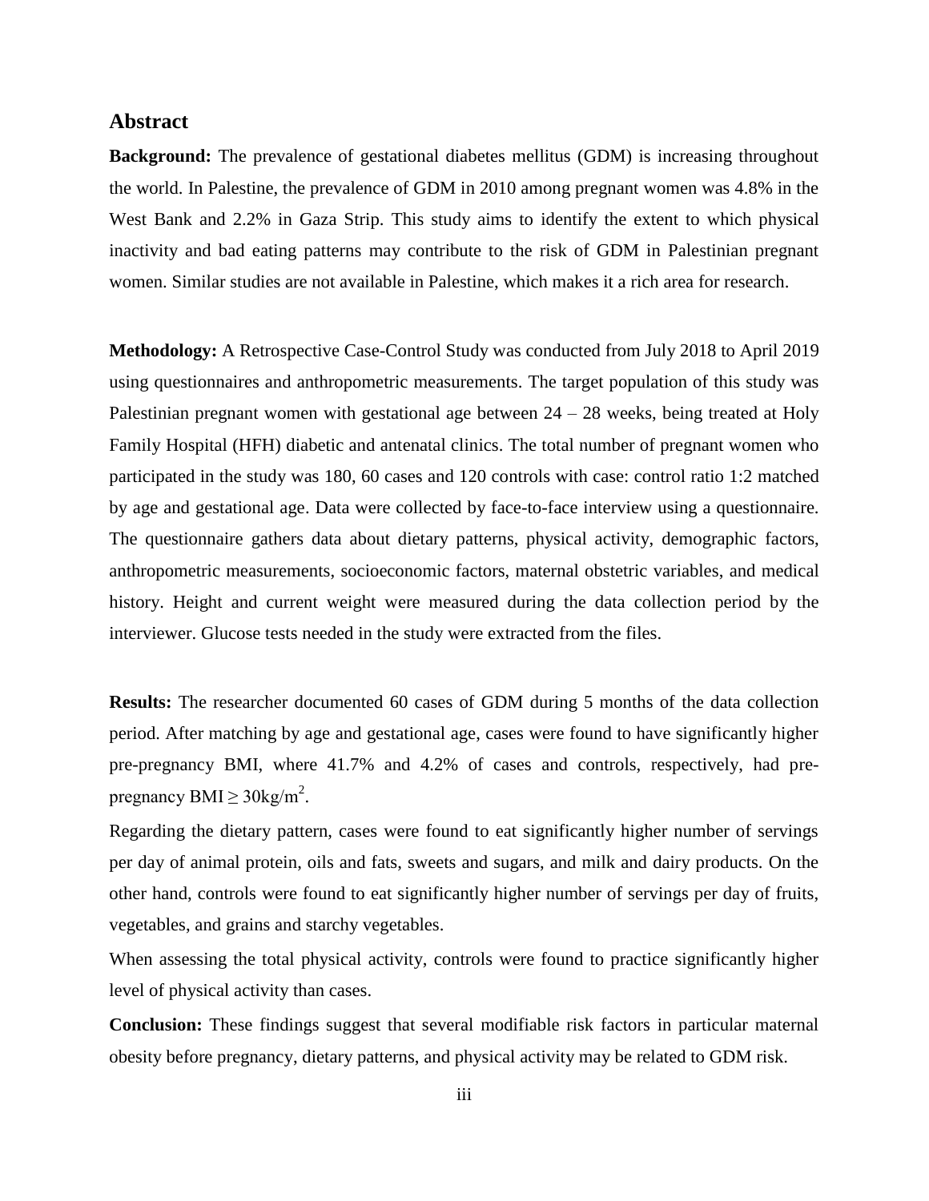## Abstract

**Background:** The prevalence of gestational diabetes mellitus (GDM) is increasing throughout the world. In Palestine, the prevalence of GDM in 2010 among pregnant women was 4.8% in the West Bank and 2.2% in Gaza Strip. This study aims to identify the extent to which physical inactivity and bad eating patterns may contribute to the risk of GDM in Palestinian pregnant women. Similar studies are not available in Palestine, which makes it a rich area for research.

**Methodology:** A Retrospective Case-Control Study was conducted from July 2018 to April 2019 using questionnaires and anthropometric measurements. The target population of this study was Palestinian pregnant women with gestational age between 24 – 28 weeks, being treated at Holy Family Hospital (HFH) diabetic and antenatal clinics. The total number of pregnant women who participated in the study was 180, 60 cases and 120 controls with case: control ratio 1:2 matched by age and gestational age. Data were collected by face-to-face interview using a questionnaire. The questionnaire gathers data about dietary patterns, physical activity, demographic factors, anthropometric measurements, socioeconomic factors, maternal obstetric variables, and medical history. Height and current weight were measured during the data collection period by the interviewer. Glucose tests needed in the study were extracted from the files.

**Results:** The researcher documented 60 cases of GDM during 5 months of the data collection period. After matching by age and gestational age, cases were found to have significantly higher pre-pregnancy BMI, where 41.7% and 4.2% of cases and controls, respectively, had pre-pregnancy BMI $\geq 30\text{kg/m}^2$.

Regarding the dietary pattern, cases were found to eat significantly higher number of servings per day of animal protein, oils and fats, sweets and sugars, and milk and dairy products. On the other hand, controls were found to eat significantly higher number of servings per day of fruits, vegetables, and grains and starchy vegetables.

When assessing the total physical activity, controls were found to practice significantly higher level of physical activity than cases.

**Conclusion:** These findings suggest that several modifiable risk factors in particular maternal obesity before pregnancy, dietary patterns, and physical activity may be related to GDM risk.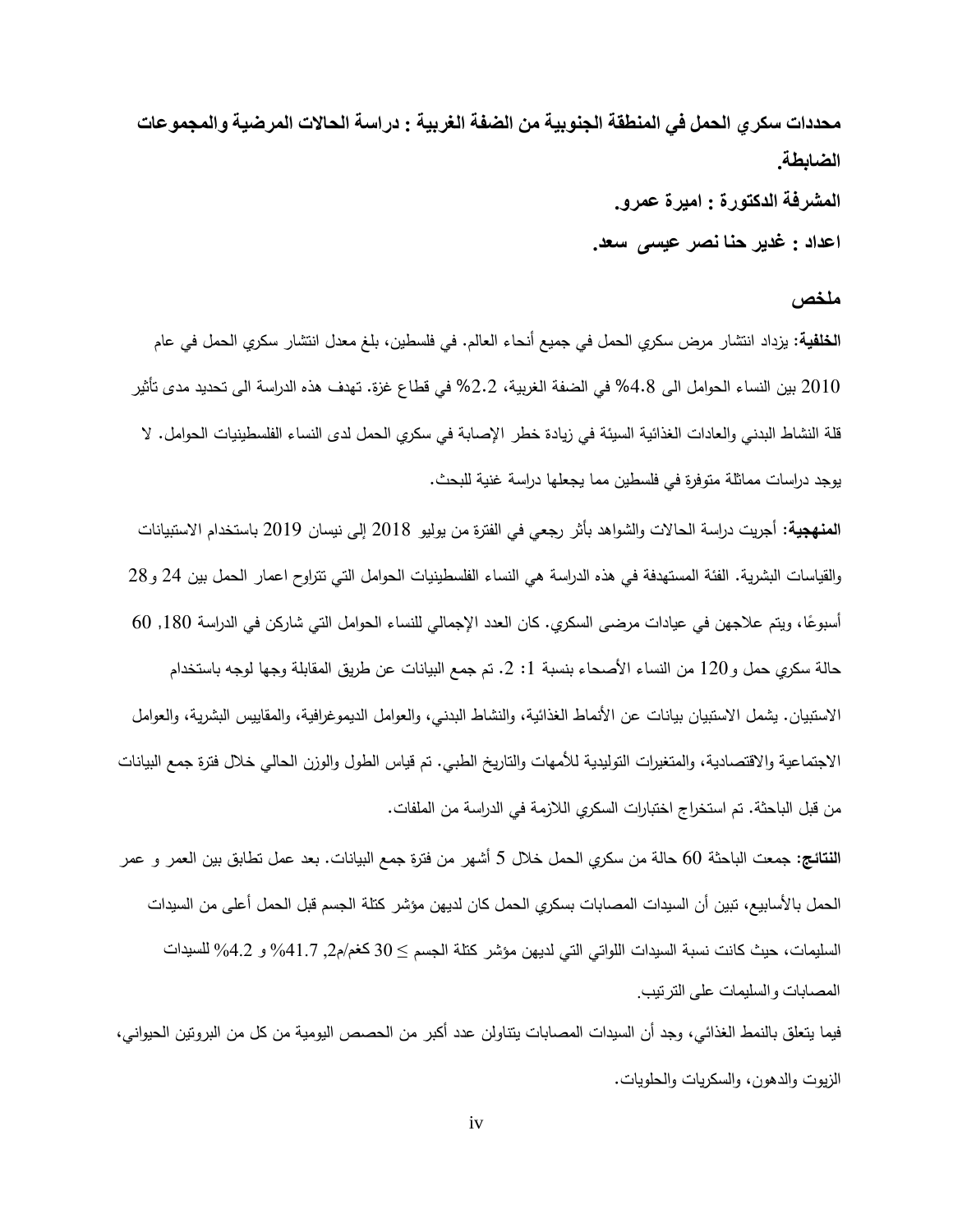**محددات سكري الحمل في المنطقة الجنوبية من الضفة الغربية : دراسة الحالات المرضية والمجموعات الضابطة.**

**المشرفة الدكتورة : اميرة عمرو.**

**اعداد : غدير حنا نصر عيسى سعد.**

## ملخص

**الخلفية:** يزداد انتشار مرض سكري الحمل في جميع أنحاء العالم. في فلسطين، بلغ معدل انتشار سكري الحمل في عام 2010 بين النساء الحوامل الى 4.8% في الضفة الغربية، 2.2% في قطاع غزة. تهدف هذه الدراسة الى تحديد مدى تأثير قلة النشاط البدني والعادات الغذائية السيئة في زيادة خطر الإصابة في سكري الحمل لدى النساء الفلسطينيات الحوامل. لا يوجد دراسات مماثلة متوفرة في فلسطين مما يجعلها دراسة غنية للبحث.

**المنهجية:** أجريت دراسة الحالات والشواهد بأثر رجعي في الفترة من يوليو 2018 إلى نيسان 2019 باستخدام الاستبيانات والقياسات البشرية. الفئة المستهدفة في هذه الدراسة هي النساء الفلسطينيات الحوامل التي تتراوح اعمار الحمل بين 24 و28 أسبوعًا، ويتم علاجهن في عيادات مرضى السكري. كان العدد الإجمالي للنساء الحوامل التي شاركن في الدراسة 180, 60 حالة سكري حمل و120 من النساء الأصحاء بنسبة 1: 2. تم جمع البيانات عن طريق المقابلة وجها لوجه باستخدام الاستبيان. يشمل الاستبيان بيانات عن الأنماط الغذائية، والنشاط البدني، والعوامل الديموغرافية، والمقاييس البشرية، والعوامل الاجتماعية والاقتصادية، والمتغيرات التوليدية للأمهات والتاريخ الطبي. تم قياس الطول والوزن الحالي خلال فترة جمع البيانات من قبل الباحثة. تم استخراج اختبارات السكري اللازمة في الدراسة من الملفات.

**النتائج:** جمعت الباحثة 60 حالة من سكري الحمل خلال 5 أشهر من فترة جمع البيانات. بعد عمل تطابق بين العمر و عمر الحمل بالأسابيع، تبين أن السيدات المصابات بسكري الحمل كان لديهن مؤشر كتلة الجسم قبل الحمل أعلى من السيدات السليمات، حيث كانت نسبة السيدات اللواتي لديهن مؤشر كتلة الجسم ≤ 30 كغم/م2, 41.7% و 4.2% للسيدات المصابات والسليمات على الترتيب.

فيما يتعلق بالنمط الغذائي، وجد أن السيدات المصابات يتناولن عدد أكبر من الحصص اليومية من كل من البروتين الحيواني، الزيوت والدهون، والسكريات والحلويات.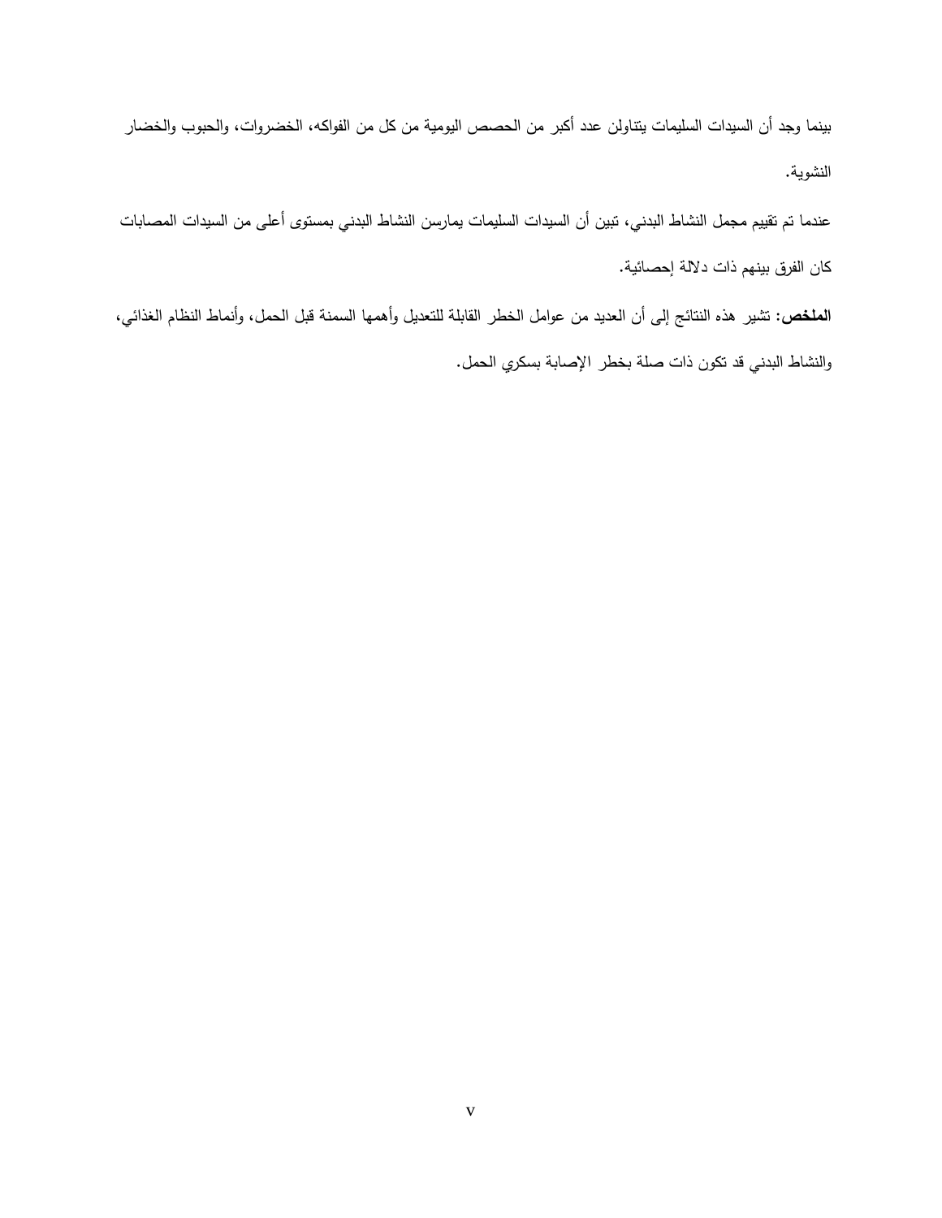بينما وجد أن السيدات السليمات يتناولن عدد أكبر من الحصص اليومية من كل من الفواكه، الخضروات، والحبوب والخضار النشوية.

عندما تم تقييم مجمل النشاط البدني، تبين أن السيدات السليمات يمارسن النشاط البدني بمستوى أعلى من السيدات المصابات كان الفرق بينهم ذات دلالة إحصائية.

**الملخص:** تشير هذه النتائج إلى أن العديد من عوامل الخطر القابلة للتعديل وأهمها السمنة قبل الحمل، وأنماط النظام الغذائي، والنشاط البدني قد تكون ذات صلة بخطر الإصابة بسكري الحمل.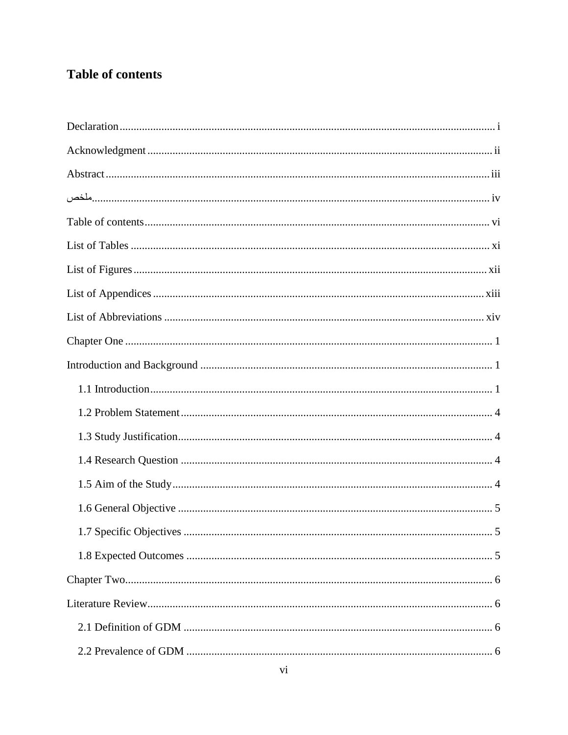# Table of contents

Declaration ..................................................................................................................... i

Acknowledgment .......................................................................................................... ii

Abstract ........................................................................................................................ iii

ملخص ............................................................................................................................ iv

Table of contents ........................................................................................................... vi

List of Tables ................................................................................................................ xi

List of Figures .............................................................................................................. xii

List of Appendices ...................................................................................................... xiii

List of Abbreviations .................................................................................................. xiv

Chapter One .................................................................................................................. 1

Introduction and Background ....................................................................................... 1

  1.1 Introduction ........................................................................................................... 1

  1.2 Problem Statement ................................................................................................ 4

  1.3 Study Justification ................................................................................................. 4

  1.4 Research Question ................................................................................................ 4

  1.5 Aim of the Study ................................................................................................... 4

  1.6 General Objective .................................................................................................. 5

  1.7 Specific Objectives ............................................................................................... 5

  1.8 Expected Outcomes .............................................................................................. 5

Chapter Two .................................................................................................................. 6

Literature Review .......................................................................................................... 6

  2.1 Definition of GDM ............................................................................................... 6

  2.2 Prevalence of GDM .............................................................................................. 6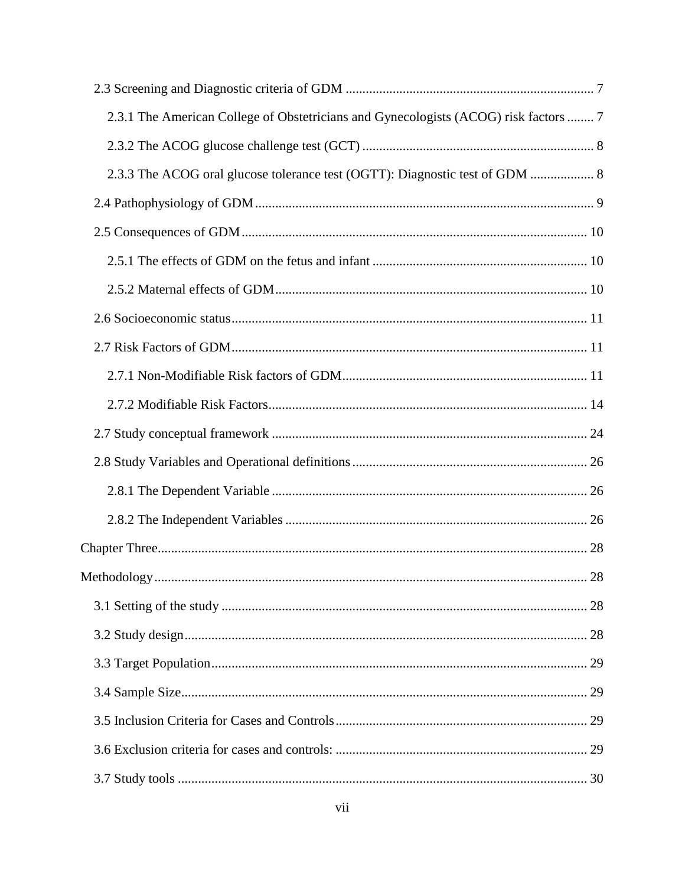2.3 Screening and Diagnostic criteria of GDM ........................................................................ 7

2.3.1 The American College of Obstetricians and Gynecologists (ACOG) risk factors ........ 7

2.3.2 The ACOG glucose challenge test (GCT) .................................................................... 8

2.3.3 The ACOG oral glucose tolerance test (OGTT): Diagnostic test of GDM ................... 8

2.4 Pathophysiology of GDM .................................................................................................... 9

2.5 Consequences of GDM ...................................................................................................... 10

2.5.1 The effects of GDM on the fetus and infant ............................................................... 10

2.5.2 Maternal effects of GDM ............................................................................................ 10

2.6 Socioeconomic status ......................................................................................................... 11

2.7 Risk Factors of GDM ......................................................................................................... 11

2.7.1 Non-Modifiable Risk factors of GDM ........................................................................ 11

2.7.2 Modifiable Risk Factors .............................................................................................. 14

2.7 Study conceptual framework ............................................................................................. 24

2.8 Study Variables and Operational definitions ..................................................................... 26

2.8.1 The Dependent Variable ............................................................................................. 26

2.8.2 The Independent Variables ......................................................................................... 26

Chapter Three ............................................................................................................................. 28

Methodology ............................................................................................................................... 28

3.1 Setting of the study ............................................................................................................ 28

3.2 Study design ....................................................................................................................... 28

3.3 Target Population ............................................................................................................... 29

3.4 Sample Size ........................................................................................................................ 29

3.5 Inclusion Criteria for Cases and Controls .......................................................................... 29

3.6 Exclusion criteria for cases and controls: ........................................................................... 29

3.7 Study tools ......................................................................................................................... 30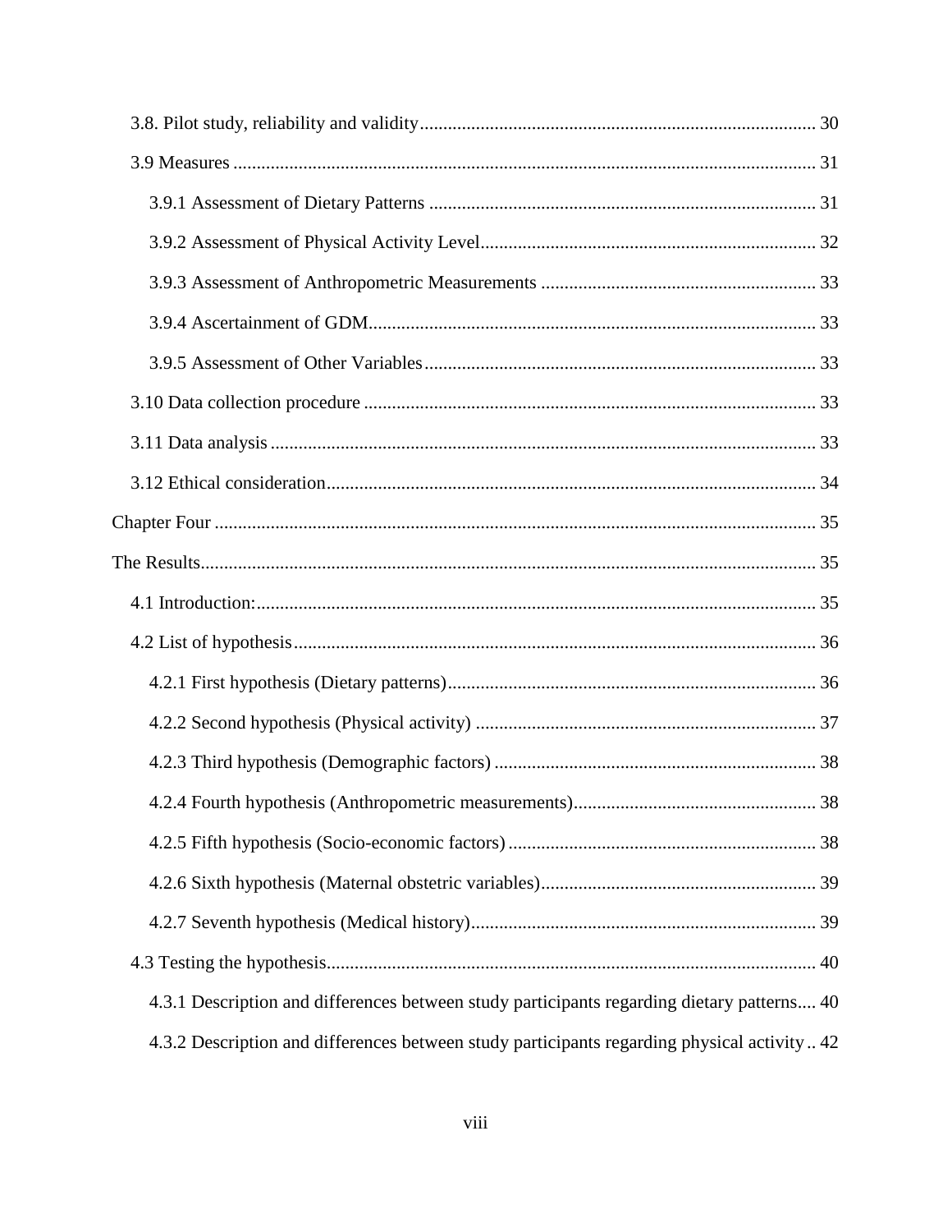3.8. Pilot study, reliability and validity .................................................................................... 30

3.9 Measures ............................................................................................................................ 31

3.9.1 Assessment of Dietary Patterns .................................................................................. 31

3.9.2 Assessment of Physical Activity Level ....................................................................... 32

3.9.3 Assessment of Anthropometric Measurements ........................................................... 33

3.9.4 Ascertainment of GDM ............................................................................................... 33

3.9.5 Assessment of Other Variables ................................................................................... 33

3.10 Data collection procedure ................................................................................................ 33

3.11 Data analysis .................................................................................................................... 33

3.12 Ethical consideration ........................................................................................................ 34

Chapter Four ................................................................................................................................ 35

The Results .................................................................................................................................. 35

4.1 Introduction: ....................................................................................................................... 35

4.2 List of hypothesis ............................................................................................................... 36

4.2.1 First hypothesis (Dietary patterns) .............................................................................. 36

4.2.2 Second hypothesis (Physical activity) ........................................................................ 37

4.2.3 Third hypothesis (Demographic factors) .................................................................... 38

4.2.4 Fourth hypothesis (Anthropometric measurements) ................................................... 38

4.2.5 Fifth hypothesis (Socio-economic factors) ................................................................. 38

4.2.6 Sixth hypothesis (Maternal obstetric variables) .......................................................... 39

4.2.7 Seventh hypothesis (Medical history) ......................................................................... 39

4.3 Testing the hypothesis ........................................................................................................ 40

4.3.1 Description and differences between study participants regarding dietary patterns .... 40

4.3.2 Description and differences between study participants regarding physical activity .. 42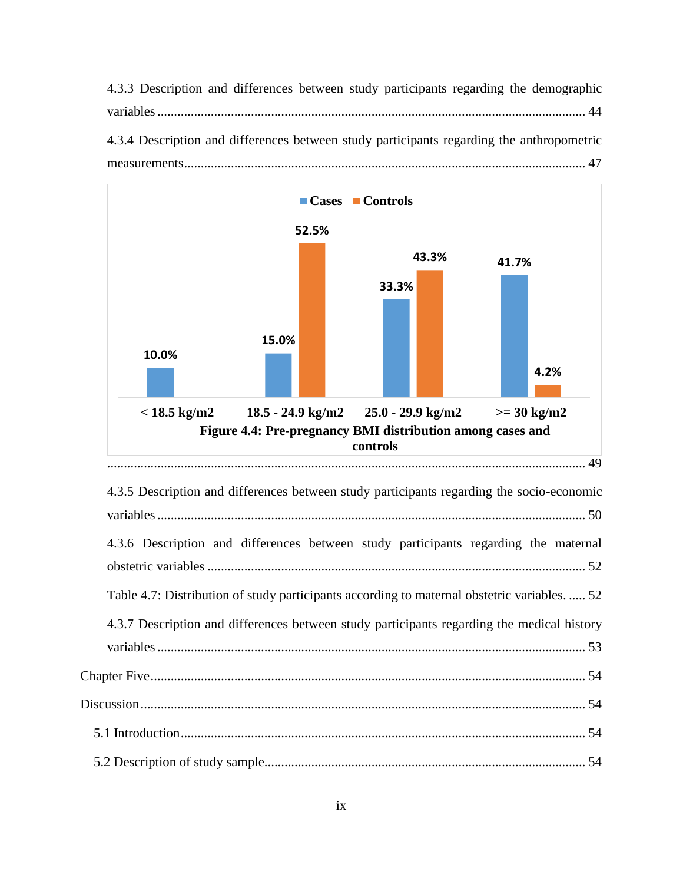4.3.3 Description and differences between study participants regarding the demographic variables ........................................................................................................................ 44

4.3.4 Description and differences between study participants regarding the anthropometric measurements ................................................................................................................ 47

| | < 18.5 kg/m2 | 18.5 - 24.9 kg/m2 | 25.0 - 29.9 kg/m2 | >= 30 kg/m2 |
|---|---|---|---|---|
| Cases | 10.0% | 15.0% | 33.3% | 41.7% |
| Controls | | 52.5% | 43.3% | 4.2% |

Figure 4.4: Pre-pregnancy BMI distribution among cases and controls ........................................................................................................................ 49

4.3.5 Description and differences between study participants regarding the socio-economic variables ........................................................................................................................ 50

4.3.6 Description and differences between study participants regarding the maternal obstetric variables ........................................................................................................... 52

Table 4.7: Distribution of study participants according to maternal obstetric variables. ..... 52

4.3.7 Description and differences between study participants regarding the medical history variables ........................................................................................................................ 53

Chapter Five ........................................................................................................................ 54

Discussion ........................................................................................................................ 54

5.1 Introduction ................................................................................................................ 54

5.2 Description of study sample ........................................................................................ 54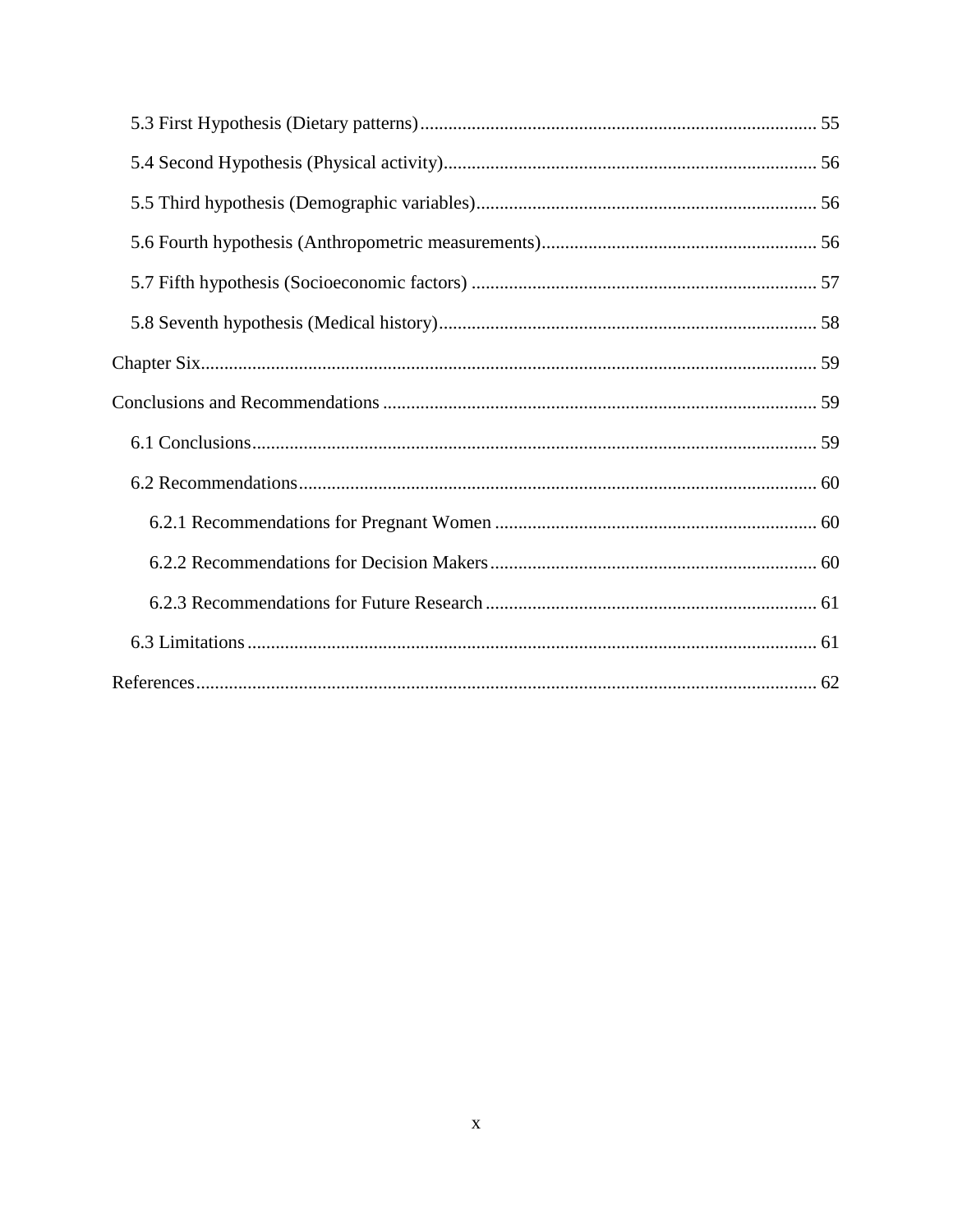5.3 First Hypothesis (Dietary patterns) .......... 55

5.4 Second Hypothesis (Physical activity) .......... 56

5.5 Third hypothesis (Demographic variables) .......... 56

5.6 Fourth hypothesis (Anthropometric measurements) .......... 56

5.7 Fifth hypothesis (Socioeconomic factors) .......... 57

5.8 Seventh hypothesis (Medical history) .......... 58

Chapter Six .......... 59

Conclusions and Recommendations .......... 59

6.1 Conclusions .......... 59

6.2 Recommendations .......... 60

6.2.1 Recommendations for Pregnant Women .......... 60

6.2.2 Recommendations for Decision Makers .......... 60

6.2.3 Recommendations for Future Research .......... 61

6.3 Limitations .......... 61

References .......... 62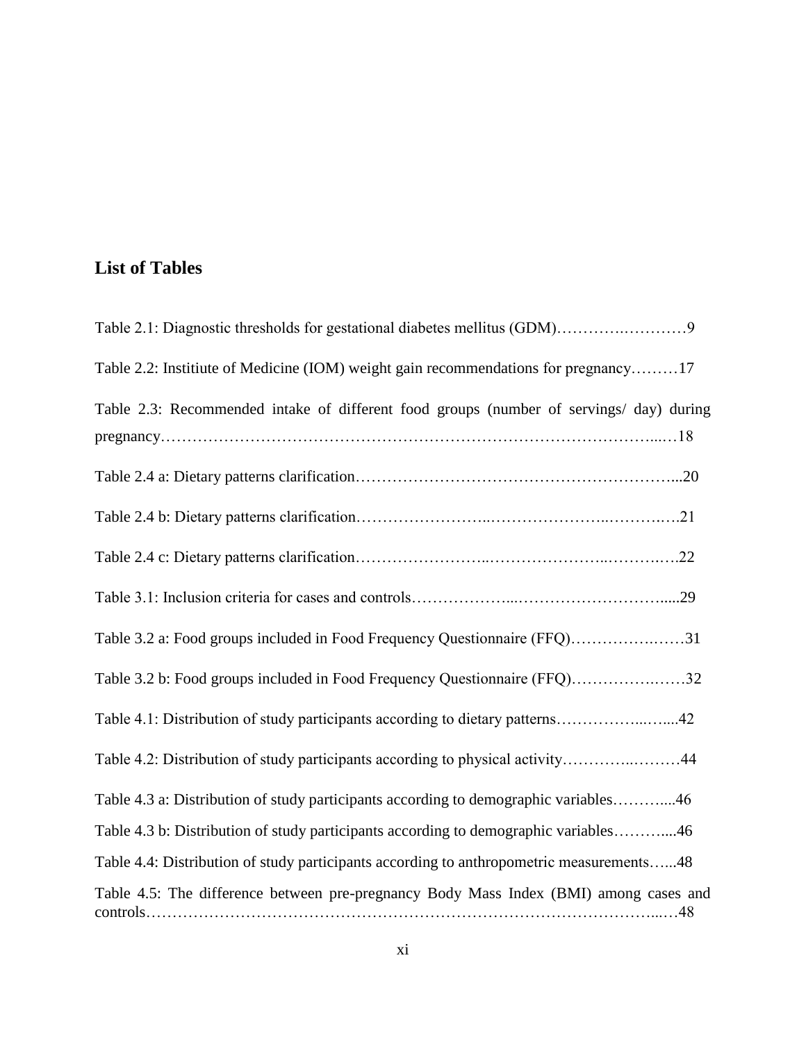## List of Tables

Table 2.1: Diagnostic thresholds for gestational diabetes mellitus (GDM)………….…………9

Table 2.2: Instittute of Medicine (IOM) weight gain recommendations for pregnancy………17

Table 2.3: Recommended intake of different food groups (number of servings/ day) during pregnancy……………………………………………………………………………………...…18

Table 2.4 a: Dietary patterns clarification…………………………………………………...20

Table 2.4 b: Dietary patterns clarification……………………..…………………..……….….21

Table 2.4 c: Dietary patterns clarification……………………..…………………..……….….22

Table 3.1: Inclusion criteria for cases and controls………………...………………………......29

Table 3.2 a: Food groups included in Food Frequency Questionnaire (FFQ)…………….……31

Table 3.2 b: Food groups included in Food Frequency Questionnaire (FFQ)…………….……32

Table 4.1: Distribution of study participants according to dietary patterns……………..….....42

Table 4.2: Distribution of study participants according to physical activity…………..………44

Table 4.3 a: Distribution of study participants according to demographic variables………....46

Table 4.3 b: Distribution of study participants according to demographic variables………....46

Table 4.4: Distribution of study participants according to anthropometric measurements…...48

Table 4.5: The difference between pre-pregnancy Body Mass Index (BMI) among cases and controls……………………………………………………………………………………...…48